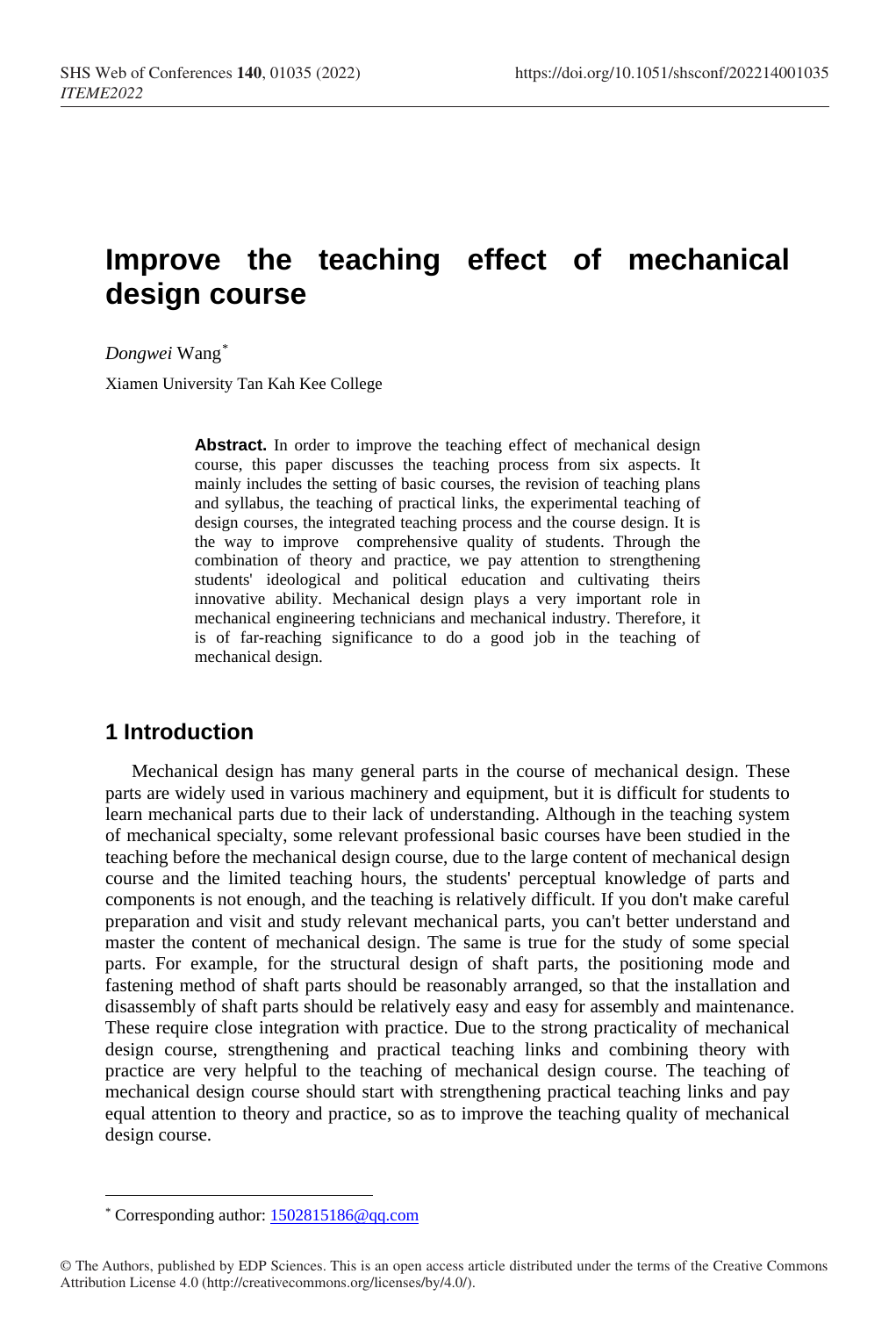# Improve the teaching effect of mechanical design course

*Dongwei* Wang[*]

Xiamen University Tan Kah Kee College

> **Abstract.** In order to improve the teaching effect of mechanical design course, this paper discusses the teaching process from six aspects. It mainly includes the setting of basic courses, the revision of teaching plans and syllabus, the teaching of practical links, the experimental teaching of design courses, the integrated teaching process and the course design. It is the way to improve comprehensive quality of students. Through the combination of theory and practice, we pay attention to strengthening students' ideological and political education and cultivating theirs innovative ability. Mechanical design plays a very important role in mechanical engineering technicians and mechanical industry. Therefore, it is of far-reaching significance to do a good job in the teaching of mechanical design.

## 1 Introduction

Mechanical design has many general parts in the course of mechanical design. These parts are widely used in various machinery and equipment, but it is difficult for students to learn mechanical parts due to their lack of understanding. Although in the teaching system of mechanical specialty, some relevant professional basic courses have been studied in the teaching before the mechanical design course, due to the large content of mechanical design course and the limited teaching hours, the students' perceptual knowledge of parts and components is not enough, and the teaching is relatively difficult. If you don't make careful preparation and visit and study relevant mechanical parts, you can't better understand and master the content of mechanical design. The same is true for the study of some special parts. For example, for the structural design of shaft parts, the positioning mode and fastening method of shaft parts should be reasonably arranged, so that the installation and disassembly of shaft parts should be relatively easy and easy for assembly and maintenance. These require close integration with practice. Due to the strong practicality of mechanical design course, strengthening and practical teaching links and combining theory with practice are very helpful to the teaching of mechanical design course. The teaching of mechanical design course should start with strengthening practical teaching links and pay equal attention to theory and practice, so as to improve the teaching quality of mechanical design course.

---

[*] Corresponding author: 1502815186@qq.com

© The Authors, published by EDP Sciences. This is an open access article distributed under the terms of the Creative Commons Attribution License 4.0 (http://creativecommons.org/licenses/by/4.0/).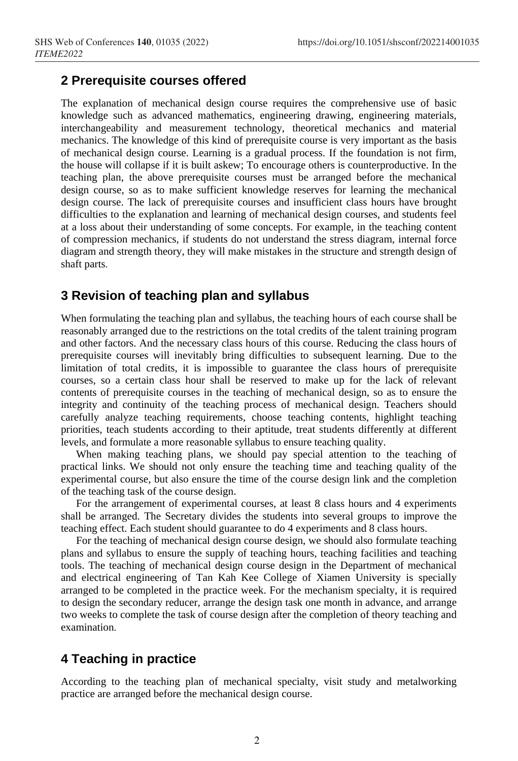## 2 Prerequisite courses offered

The explanation of mechanical design course requires the comprehensive use of basic knowledge such as advanced mathematics, engineering drawing, engineering materials, interchangeability and measurement technology, theoretical mechanics and material mechanics. The knowledge of this kind of prerequisite course is very important as the basis of mechanical design course. Learning is a gradual process. If the foundation is not firm, the house will collapse if it is built askew; To encourage others is counterproductive. In the teaching plan, the above prerequisite courses must be arranged before the mechanical design course, so as to make sufficient knowledge reserves for learning the mechanical design course. The lack of prerequisite courses and insufficient class hours have brought difficulties to the explanation and learning of mechanical design courses, and students feel at a loss about their understanding of some concepts. For example, in the teaching content of compression mechanics, if students do not understand the stress diagram, internal force diagram and strength theory, they will make mistakes in the structure and strength design of shaft parts.

## 3 Revision of teaching plan and syllabus

When formulating the teaching plan and syllabus, the teaching hours of each course shall be reasonably arranged due to the restrictions on the total credits of the talent training program and other factors. And the necessary class hours of this course. Reducing the class hours of prerequisite courses will inevitably bring difficulties to subsequent learning. Due to the limitation of total credits, it is impossible to guarantee the class hours of prerequisite courses, so a certain class hour shall be reserved to make up for the lack of relevant contents of prerequisite courses in the teaching of mechanical design, so as to ensure the integrity and continuity of the teaching process of mechanical design. Teachers should carefully analyze teaching requirements, choose teaching contents, highlight teaching priorities, teach students according to their aptitude, treat students differently at different levels, and formulate a more reasonable syllabus to ensure teaching quality.

When making teaching plans, we should pay special attention to the teaching of practical links. We should not only ensure the teaching time and teaching quality of the experimental course, but also ensure the time of the course design link and the completion of the teaching task of the course design.

For the arrangement of experimental courses, at least 8 class hours and 4 experiments shall be arranged. The Secretary divides the students into several groups to improve the teaching effect. Each student should guarantee to do 4 experiments and 8 class hours.

For the teaching of mechanical design course design, we should also formulate teaching plans and syllabus to ensure the supply of teaching hours, teaching facilities and teaching tools. The teaching of mechanical design course design in the Department of mechanical and electrical engineering of Tan Kah Kee College of Xiamen University is specially arranged to be completed in the practice week. For the mechanism specialty, it is required to design the secondary reducer, arrange the design task one month in advance, and arrange two weeks to complete the task of course design after the completion of theory teaching and examination.

## 4 Teaching in practice

According to the teaching plan of mechanical specialty, visit study and metalworking practice are arranged before the mechanical design course.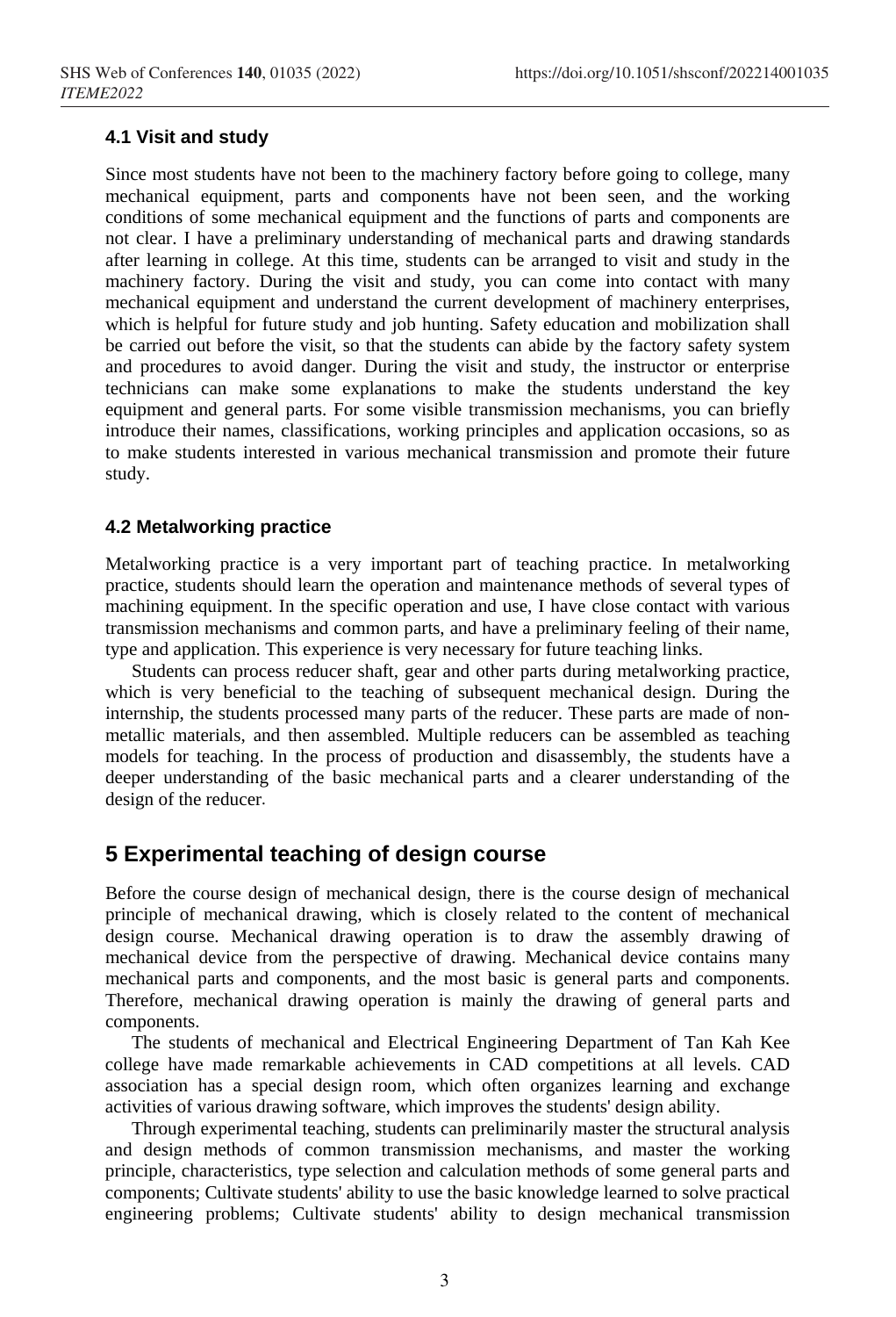### 4.1 Visit and study

Since most students have not been to the machinery factory before going to college, many mechanical equipment, parts and components have not been seen, and the working conditions of some mechanical equipment and the functions of parts and components are not clear. I have a preliminary understanding of mechanical parts and drawing standards after learning in college. At this time, students can be arranged to visit and study in the machinery factory. During the visit and study, you can come into contact with many mechanical equipment and understand the current development of machinery enterprises, which is helpful for future study and job hunting. Safety education and mobilization shall be carried out before the visit, so that the students can abide by the factory safety system and procedures to avoid danger. During the visit and study, the instructor or enterprise technicians can make some explanations to make the students understand the key equipment and general parts. For some visible transmission mechanisms, you can briefly introduce their names, classifications, working principles and application occasions, so as to make students interested in various mechanical transmission and promote their future study.

### 4.2 Metalworking practice

Metalworking practice is a very important part of teaching practice. In metalworking practice, students should learn the operation and maintenance methods of several types of machining equipment. In the specific operation and use, I have close contact with various transmission mechanisms and common parts, and have a preliminary feeling of their name, type and application. This experience is very necessary for future teaching links.

Students can process reducer shaft, gear and other parts during metalworking practice, which is very beneficial to the teaching of subsequent mechanical design. During the internship, the students processed many parts of the reducer. These parts are made of non-metallic materials, and then assembled. Multiple reducers can be assembled as teaching models for teaching. In the process of production and disassembly, the students have a deeper understanding of the basic mechanical parts and a clearer understanding of the design of the reducer.

## 5 Experimental teaching of design course

Before the course design of mechanical design, there is the course design of mechanical principle of mechanical drawing, which is closely related to the content of mechanical design course. Mechanical drawing operation is to draw the assembly drawing of mechanical device from the perspective of drawing. Mechanical device contains many mechanical parts and components, and the most basic is general parts and components. Therefore, mechanical drawing operation is mainly the drawing of general parts and components.

The students of mechanical and Electrical Engineering Department of Tan Kah Kee college have made remarkable achievements in CAD competitions at all levels. CAD association has a special design room, which often organizes learning and exchange activities of various drawing software, which improves the students' design ability.

Through experimental teaching, students can preliminarily master the structural analysis and design methods of common transmission mechanisms, and master the working principle, characteristics, type selection and calculation methods of some general parts and components; Cultivate students' ability to use the basic knowledge learned to solve practical engineering problems; Cultivate students' ability to design mechanical transmission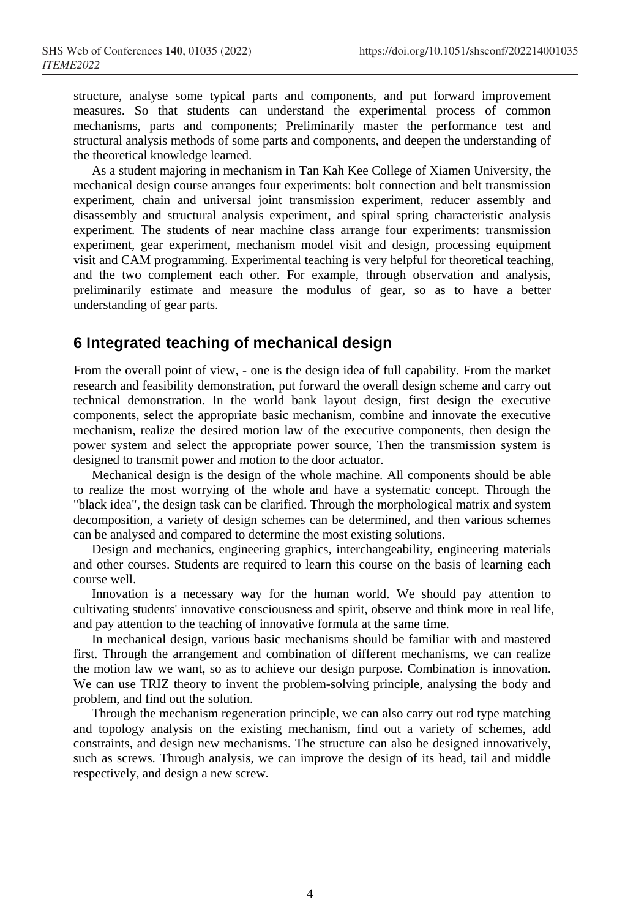structure, analyse some typical parts and components, and put forward improvement measures. So that students can understand the experimental process of common mechanisms, parts and components; Preliminarily master the performance test and structural analysis methods of some parts and components, and deepen the understanding of the theoretical knowledge learned.

As a student majoring in mechanism in Tan Kah Kee College of Xiamen University, the mechanical design course arranges four experiments: bolt connection and belt transmission experiment, chain and universal joint transmission experiment, reducer assembly and disassembly and structural analysis experiment, and spiral spring characteristic analysis experiment. The students of near machine class arrange four experiments: transmission experiment, gear experiment, mechanism model visit and design, processing equipment visit and CAM programming. Experimental teaching is very helpful for theoretical teaching, and the two complement each other. For example, through observation and analysis, preliminarily estimate and measure the modulus of gear, so as to have a better understanding of gear parts.

## 6 Integrated teaching of mechanical design

From the overall point of view, - one is the design idea of full capability. From the market research and feasibility demonstration, put forward the overall design scheme and carry out technical demonstration. In the world bank layout design, first design the executive components, select the appropriate basic mechanism, combine and innovate the executive mechanism, realize the desired motion law of the executive components, then design the power system and select the appropriate power source, Then the transmission system is designed to transmit power and motion to the door actuator.

Mechanical design is the design of the whole machine. All components should be able to realize the most worrying of the whole and have a systematic concept. Through the "black idea", the design task can be clarified. Through the morphological matrix and system decomposition, a variety of design schemes can be determined, and then various schemes can be analysed and compared to determine the most existing solutions.

Design and mechanics, engineering graphics, interchangeability, engineering materials and other courses. Students are required to learn this course on the basis of learning each course well.

Innovation is a necessary way for the human world. We should pay attention to cultivating students' innovative consciousness and spirit, observe and think more in real life, and pay attention to the teaching of innovative formula at the same time.

In mechanical design, various basic mechanisms should be familiar with and mastered first. Through the arrangement and combination of different mechanisms, we can realize the motion law we want, so as to achieve our design purpose. Combination is innovation. We can use TRIZ theory to invent the problem-solving principle, analysing the body and problem, and find out the solution.

Through the mechanism regeneration principle, we can also carry out rod type matching and topology analysis on the existing mechanism, find out a variety of schemes, add constraints, and design new mechanisms. The structure can also be designed innovatively, such as screws. Through analysis, we can improve the design of its head, tail and middle respectively, and design a new screw.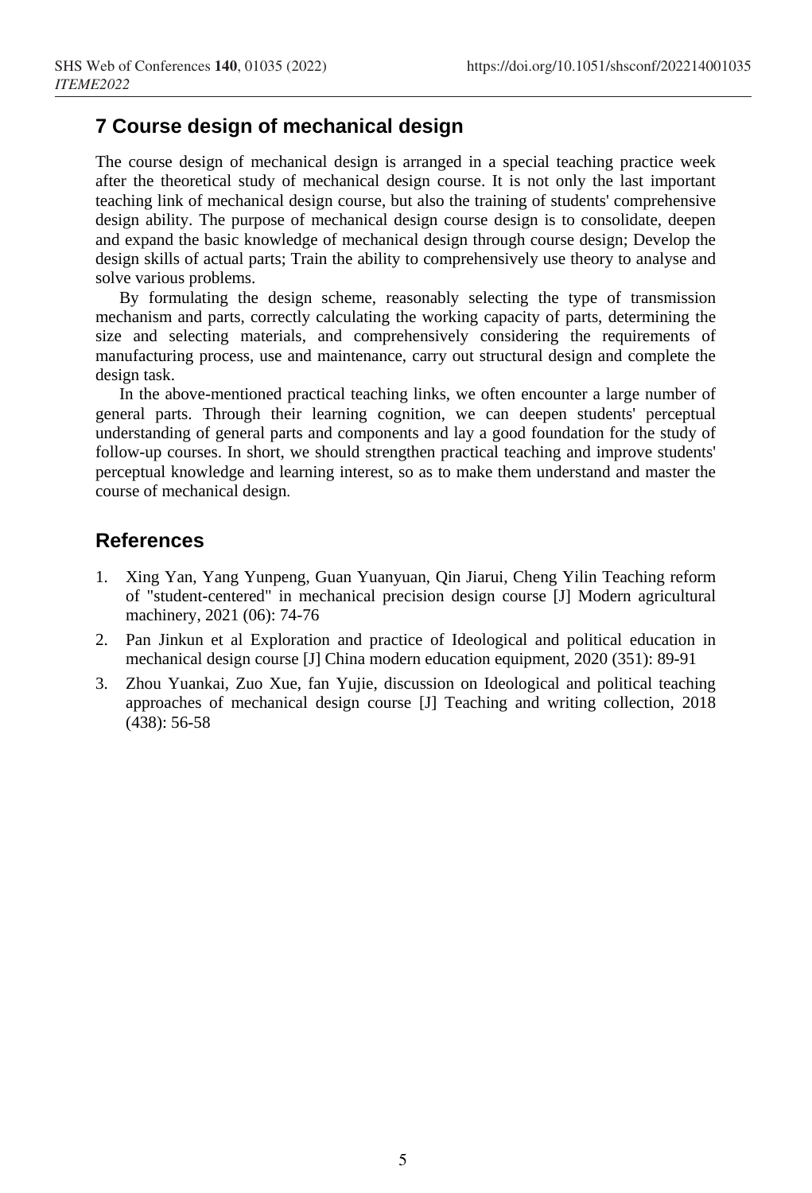## 7 Course design of mechanical design

The course design of mechanical design is arranged in a special teaching practice week after the theoretical study of mechanical design course. It is not only the last important teaching link of mechanical design course, but also the training of students' comprehensive design ability. The purpose of mechanical design course design is to consolidate, deepen and expand the basic knowledge of mechanical design through course design; Develop the design skills of actual parts; Train the ability to comprehensively use theory to analyse and solve various problems.

By formulating the design scheme, reasonably selecting the type of transmission mechanism and parts, correctly calculating the working capacity of parts, determining the size and selecting materials, and comprehensively considering the requirements of manufacturing process, use and maintenance, carry out structural design and complete the design task.

In the above-mentioned practical teaching links, we often encounter a large number of general parts. Through their learning cognition, we can deepen students' perceptual understanding of general parts and components and lay a good foundation for the study of follow-up courses. In short, we should strengthen practical teaching and improve students' perceptual knowledge and learning interest, so as to make them understand and master the course of mechanical design.

## References

1. Xing Yan, Yang Yunpeng, Guan Yuanyuan, Qin Jiarui, Cheng Yilin Teaching reform of "student-centered" in mechanical precision design course [J] Modern agricultural machinery, 2021 (06): 74-76
2. Pan Jinkun et al Exploration and practice of Ideological and political education in mechanical design course [J] China modern education equipment, 2020 (351): 89-91
3. Zhou Yuankai, Zuo Xue, fan Yujie, discussion on Ideological and political teaching approaches of mechanical design course [J] Teaching and writing collection, 2018 (438): 56-58